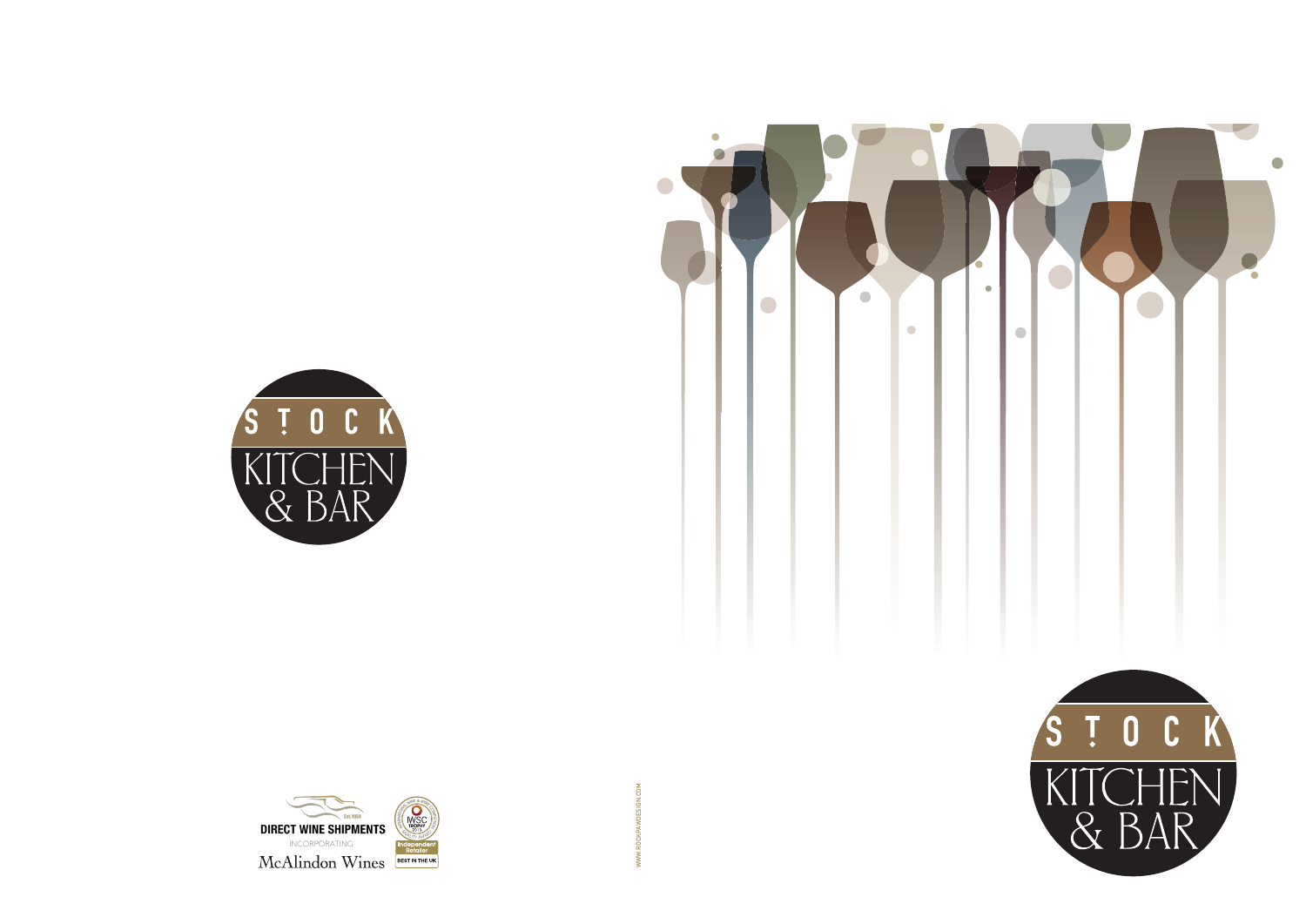STOCK

KITCHEN & BAR

DIRECT WINE SHIPMENTS

Est.1954

INCORPORATING

McAlindon Wines

IWSC TROPHY 2019

Independent Retailer

BEST IN THE UK

WWW.ROCKPAWDESIGN.COM

STOCK

KITCHEN & BAR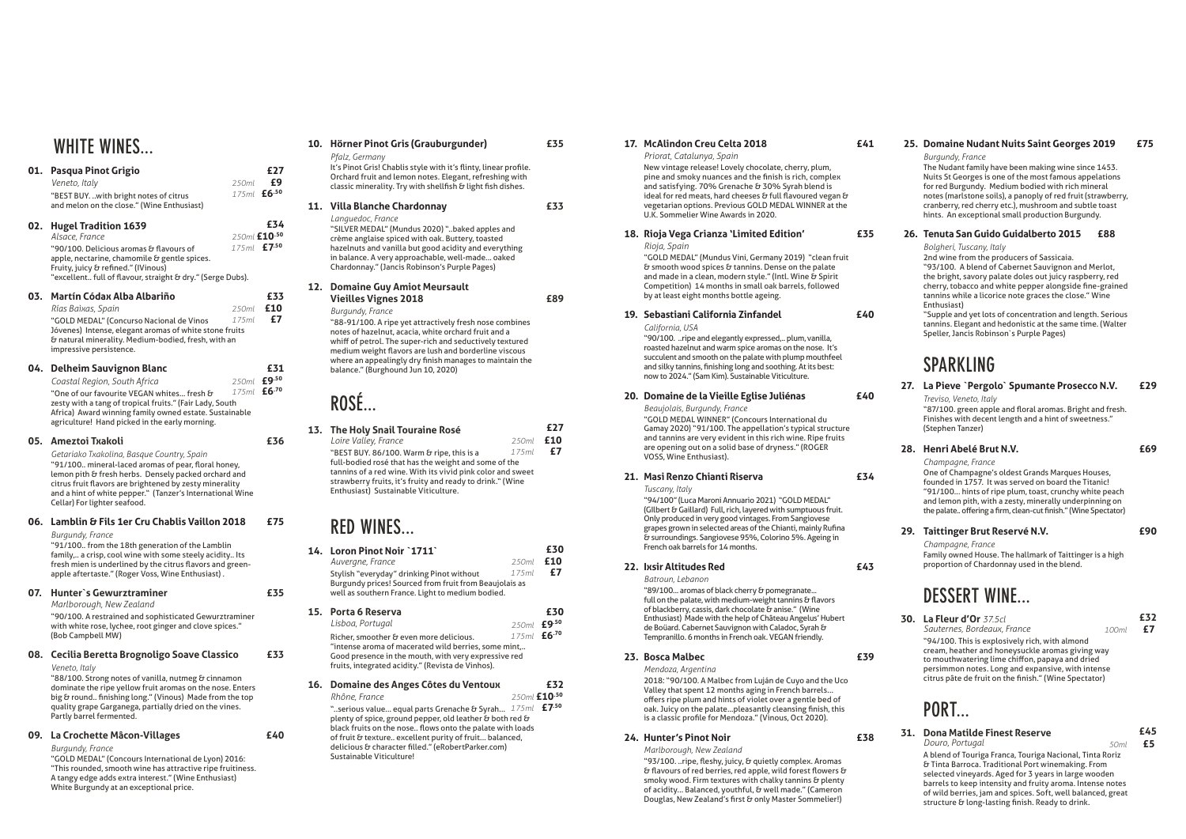# WHITE WINES...

### 01. Pasqua Pinot Grigio — £27

*Veneto, Italy*

250ml £9
175ml £6.50

"BEST BUY. ..with bright notes of citrus and melon on the close." (Wine Enthusiast)

### 02. Hugel Tradition 1639 — £34

*Alsace, France*

250ml £10.50
175ml £7.50

"90/100. Delicious aromas & flavours of apple, nectarine, chamomile & gentle spices. Fruity, juicy & refined." (IVinous)
"excellent.. full of flavour, straight & dry." (Serge Dubs).

### 03. Martín Códax Alba Albariño — £33

*Rías Baixas, Spain*

250ml £10
175ml £7

"GOLD MEDAL" (Concurso Nacional de Vinos Jóvenes) Intense, elegant aromas of white stone fruits & natural minerality. Medium-bodied, fresh, with an impressive persistence.

### 04. Delheim Sauvignon Blanc — £31

*Coastal Region, South Africa*

250ml £9.50
175ml £6.70

"One of our favourite VEGAN whites... fresh & zesty with a tang of tropical fruits." (Fair Lady, South Africa) Award winning family owned estate. Sustainable agriculture! Hand picked in the early morning.

### 05. Ameztoi Txakoli — £36

*Getariako Txakolina, Basque Country, Spain*

"91/100.. mineral-laced aromas of pear, floral honey, lemon pith & fresh herbs. Densely packed orchard and citrus fruit flavors are brightened by zesty minerality and a hint of white pepper." (Tanzer's International Wine Cellar) For lighter seafood.

### 06. Lamblin & Fils 1er Cru Chablis Vaillon 2018 — £75

*Burgundy, France*

"91/100.. from the 18th generation of the Lamblin family,.. a crisp, cool wine with some steely acidity.. Its fresh mien is underlined by the citrus flavors and green-apple aftertaste." (Roger Voss, Wine Enthusiast) .

### 07. Hunter`s Gewurztraminer — £35

*Marlborough, New Zealand*

"90/100. A restrained and sophisticated Gewurztraminer with white rose, lychee, root ginger and clove spices." (Bob Campbell MW)

### 08. Cecilia Beretta Brognoligo Soave Classico — £33

*Veneto, Italy*

"88/100. Strong notes of vanilla, nutmeg & cinnamon dominate the ripe yellow fruit aromas on the nose. Enters big & round.. finishing long." (Vinous) Made from the top quality grape Garganega, partially dried on the vines. Partly barrel fermented.

### 09. La Crochette Mâcon-Villages — £40

*Burgundy, France*

"GOLD MEDAL" (Concours International de Lyon) 2016: "This rounded, smooth wine has attractive ripe fruitiness. A tangy edge adds extra interest." (Wine Enthusiast) White Burgundy at an exceptional price.

### 10. Hörner Pinot Gris (Grauburgunder) — £35

*Pfalz, Germany*

It's Pinot Gris! Chablis style with it's flinty, linear profile. Orchard fruit and lemon notes. Elegant, refreshing with classic minerality. Try with shellfish & light fish dishes.

### 11. Villa Blanche Chardonnay — £33

*Languedoc, France*

"SILVER MEDAL" (Mundus 2020) "..baked apples and crème anglaise spiced with oak. Buttery, toasted hazelnuts and vanilla but good acidity and everything in balance. A very approachable, well-made... oaked Chardonnay." (Jancis Robinson's Purple Pages)

### 12. Domaine Guy Amiot Meursault Vieilles Vignes 2018 — £89

*Burgundy, France*

"88-91/100. A ripe yet attractively fresh nose combines notes of hazelnut, acacia, white orchard fruit and a whiff of petrol. The super-rich and seductively textured medium weight flavors are lush and borderline viscous where an appealingly dry finish manages to maintain the balance." (Burghound Jun 10, 2020)

# ROSÉ...

### 13. The Holy Snail Touraine Rosé — £27

*Loire Valley, France*

250ml £10
175ml £7

"BEST BUY. 86/100. Warm & ripe, this is a full-bodied rosé that has the weight and some of the tannins of a red wine. With its vivid pink color and sweet strawberry fruits, it's fruity and ready to drink." (Wine Enthusiast) Sustainable Viticulture.

# RED WINES...

### 14. Loron Pinot Noir `1711` — £30

*Auvergne, France*

250ml £10
175ml £7

Stylish "everyday" drinking Pinot without Burgundy prices! Sourced from fruit from Beaujolais as well as southern France. Light to medium bodied.

### 15. Porta 6 Reserva — £30

*Lisboa, Portugal*

250ml £9.50
175ml £6.70

Richer, smoother & even more delicious. "intense aroma of macerated wild berries, some mint,.. Good presence in the mouth, with very expressive red fruits, integrated acidity." (Revista de Vinhos).

### 16. Domaine des Anges Côtes du Ventoux — £32

*Rhône, France*

250ml £10.50
175ml £7.50

"..serious value... equal parts Grenache & Syrah... plenty of spice, ground pepper, old leather & both red & black fruits on the nose.. flows onto the palate with loads of fruit & texture.. excellent purity of fruit... balanced, delicious & character filled." (eRobertParker.com) Sustainable Viticulture!

### 17. McAlindon Creu Celta 2018 — £41

*Priorat, Catalunya, Spain*

New vintage release! Lovely chocolate, cherry, plum, pine and smoky nuances and the finish is rich, complex and satisfying. 70% Grenache & 30% Syrah blend is ideal for red meats, hard cheeses & full flavoured vegan & vegetarian options. Previous GOLD MEDAL WINNER at the U.K. Sommelier Wine Awards in 2020.

### 18. Rioja Vega Crianza 'Limited Edition' — £35

*Rioja, Spain*

"GOLD MEDAL" (Mundus Vini, Germany 2019) "clean fruit & smooth wood spices & tannins. Dense on the palate and made in a clean, modern style." (Intl. Wine & Spirit Competition) 14 months in small oak barrels, followed by at least eight months bottle ageing.

### 19. Sebastiani California Zinfandel — £40

*California, USA*

"90/100. ..ripe and elegantly expressed,.. plum, vanilla, roasted hazelnut and warm spice aromas on the nose. It's succulent and smooth on the palate with plump mouthfeel and silky tannins, finishing long and soothing. At its best: now to 2024." (Sam Kim). Sustainable Viticulture.

### 20. Domaine de la Vieille Eglise Juliénas — £40

*Beaujolais, Burgundy, France*

"GOLD MEDAL WINNER" (Concours International du Gamay 2020) "91/100. The appellation's typical structure and tannins are very evident in this rich wine. Ripe fruits are opening out on a solid base of dryness." (ROGER VOSS, Wine Enthusiast).

### 21. Masi Renzo Chianti Riserva — £34

*Tuscany, Italy*

"94/100" (Luca Maroni Annuario 2021) "GOLD MEDAL" (Gilbert & Gaillard) Full, rich, layered with sumptuous fruit. Only produced in very good vintages. From Sangiovese grapes grown in selected areas of the Chianti, mainly Rufina & surroundings. Sangiovese 95%, Colorino 5%. Ageing in French oak barrels for 14 months.

### 22. Ixsir Altitudes Red — £43

*Batroun, Lebanon*

"89/100... aromas of black cherry & pomegranate... full on the palate, with medium-weight tannins & flavors of blackberry, cassis, dark chocolate & anise." (Wine Enthusiast) Made with the help of Château Angelus' Hubert de Boüard. Cabernet Sauvignon with Caladoc, Syrah & Tempranillo. 6 months in French oak. VEGAN friendly.

### 23. Bosca Malbec — £39

*Mendoza, Argentina*

2018: "90/100. A Malbec from Luján de Cuyo and the Uco Valley that spent 12 months aging in French barrels... offers ripe plum and hints of violet over a gentle bed of oak. Juicy on the palate...pleasantly cleansing finish, this is a classic profile for Mendoza." (Vinous, Oct 2020).

### 24. Hunter's Pinot Noir — £38

*Marlborough, New Zealand*

"93/100. ..ripe, fleshy, juicy, & quietly complex. Aromas & flavours of red berries, red apple, wild forest flowers & smoky wood. Firm textures with chalky tannins & plenty of acidity... Balanced, youthful, & well made." (Cameron Douglas, New Zealand's first & only Master Sommelier!)

### 25. Domaine Nudant Nuits Saint Georges 2019 — £75

*Burgundy, France*

The Nudant family have been making wine since 1453. Nuits St Georges is one of the most famous appelations for red Burgundy. Medium bodied with rich mineral notes (marlstone soils), a panoply of red fruit (strawberry, cranberry, red cherry etc.), mushroom and subtle toast hints. An exceptional small production Burgundy.

### 26. Tenuta San Guido Guidalberto 2015 — £88

*Bolgheri, Tuscany, Italy*

2nd wine from the producers of Sassicaia.
"93/100. A blend of Cabernet Sauvignon and Merlot, the bright, savory palate doles out juicy raspberry, red cherry, tobacco and white pepper alongside fine-grained tannins while a licorice note graces the close." Wine Enthusiast)
"Supple and yet lots of concentration and length. Serious tannins. Elegant and hedonistic at the same time. (Walter Speller, Jancis Robinson`s Purple Pages)

# SPARKLING

### 27. La Pieve `Pergolo` Spumante Prosecco N.V. — £29

*Treviso, Veneto, Italy*

"87/100. green apple and floral aromas. Bright and fresh. Finishes with decent length and a hint of sweetness." (Stephen Tanzer)

### 28. Henri Abelé Brut N.V. — £69

*Champagne, France*

One of Champagne's oldest Grands Marques Houses, founded in 1757. It was served on board the Titanic! "91/100... hints of ripe plum, toast, crunchy white peach and lemon pith, with a zesty, minerally underpinning on the palate.. offering a firm, clean-cut finish." (Wine Spectator)

### 29. Taittinger Brut Reservé N.V. — £90

*Champagne, France*

Family owned House. The hallmark of Taittinger is a high proportion of Chardonnay used in the blend.

# DESSERT WINE...

### 30. La Fleur d'Or *37.5cl* — £32

*Sauternes, Bordeaux, France*

100ml £7

"94/100. This is explosively rich, with almond cream, heather and honeysuckle aromas giving way to mouthwatering lime chiffon, papaya and dried persimmon notes. Long and expansive, with intense citrus pâte de fruit on the finish." (Wine Spectator)

# PORT...

### 31. Dona Matilde Finest Reserve — £45

*Douro, Portugal*

50ml £5

A blend of Touriga Franca, Touriga Nacional, Tinta Roriz & Tinta Barroca. Traditional Port winemaking. From selected vineyards. Aged for 3 years in large wooden barrels to keep intensity and fruity aroma. Intense notes of wild berries, jam and spices. Soft, well balanced, great structure & long-lasting finish. Ready to drink.